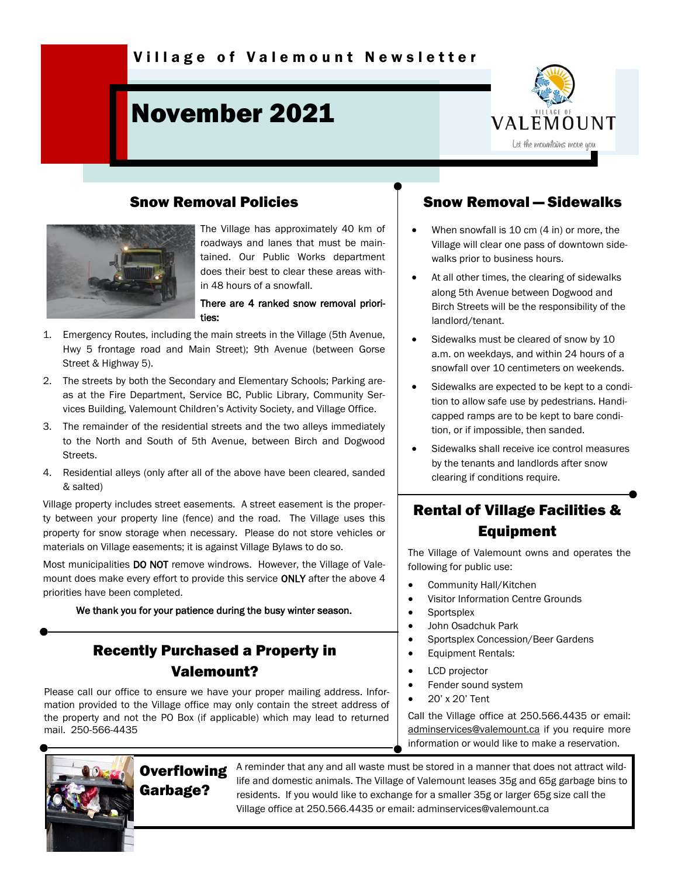Village of Valemount Newsletter

# November 2021

## Snow Removal Policies

The Village has approximately 40 km of roadways and lanes that must be maintained. Our Public Works department does their best to clear these areas within 48 hours of a snowfall.

There are 4 ranked snow removal priorities:

1. Emergency Routes, including the main streets in the Village (5th Avenue, Hwy 5 frontage road and Main Street); 9th Avenue (between Gorse Street & Highway 5).
2. The streets by both the Secondary and Elementary Schools; Parking areas at the Fire Department, Service BC, Public Library, Community Services Building, Valemount Children's Activity Society, and Village Office.
3. The remainder of the residential streets and the two alleys immediately to the North and South of 5th Avenue, between Birch and Dogwood Streets.
4. Residential alleys (only after all of the above have been cleared, sanded & salted)

Village property includes street easements. A street easement is the property between your property line (fence) and the road. The Village uses this property for snow storage when necessary. Please do not store vehicles or materials on Village easements; it is against Village Bylaws to do so.

Most municipalities DO NOT remove windrows. However, the Village of Valemount does make every effort to provide this service ONLY after the above 4 priorities have been completed.

We thank you for your patience during the busy winter season.

## Snow Removal — Sidewalks

- When snowfall is 10 cm (4 in) or more, the Village will clear one pass of downtown sidewalks prior to business hours.
- At all other times, the clearing of sidewalks along 5th Avenue between Dogwood and Birch Streets will be the responsibility of the landlord/tenant.
- Sidewalks must be cleared of snow by 10 a.m. on weekdays, and within 24 hours of a snowfall over 10 centimeters on weekends.
- Sidewalks are expected to be kept to a condition to allow safe use by pedestrians. Handicapped ramps are to be kept to bare condition, or if impossible, then sanded.
- Sidewalks shall receive ice control measures by the tenants and landlords after snow clearing if conditions require.

## Recently Purchased a Property in Valemount?

Please call our office to ensure we have your proper mailing address. Information provided to the Village office may only contain the street address of the property and not the PO Box (if applicable) which may lead to returned mail. 250-566-4435

## Rental of Village Facilities & Equipment

The Village of Valemount owns and operates the following for public use:

- Community Hall/Kitchen
- Visitor Information Centre Grounds
- Sportsplex
- John Osadchuk Park
- Sportsplex Concession/Beer Gardens
- Equipment Rentals:
- LCD projector
- Fender sound system
- 20' x 20' Tent

Call the Village office at 250.566.4435 or email: adminservices@valemount.ca if you require more information or would like to make a reservation.

## Overflowing Garbage?

A reminder that any and all waste must be stored in a manner that does not attract wildlife and domestic animals. The Village of Valemount leases 35g and 65g garbage bins to residents. If you would like to exchange for a smaller 35g or larger 65g size call the Village office at 250.566.4435 or email: adminservices@valemount.ca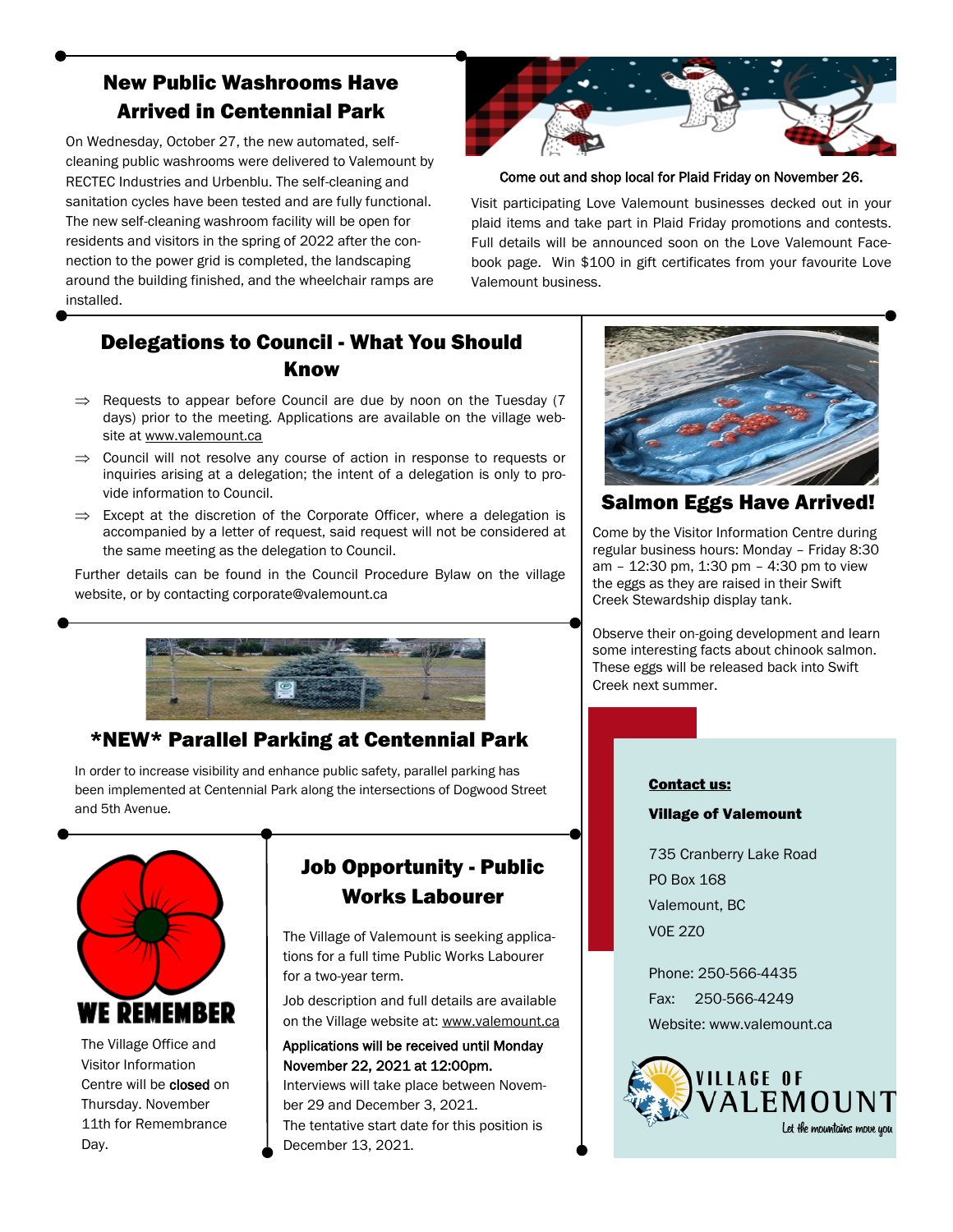## New Public Washrooms Have Arrived in Centennial Park

On Wednesday, October 27, the new automated, self-cleaning public washrooms were delivered to Valemount by RECTEC Industries and Urbenblu. The self-cleaning and sanitation cycles have been tested and are fully functional. The new self-cleaning washroom facility will be open for residents and visitors in the spring of 2022 after the connection to the power grid is completed, the landscaping around the building finished, and the wheelchair ramps are installed.

Come out and shop local for Plaid Friday on November 26.

Visit participating Love Valemount businesses decked out in your plaid items and take part in Plaid Friday promotions and contests. Full details will be announced soon on the Love Valemount Facebook page. Win $100 in gift certificates from your favourite Love Valemount business.

## Delegations to Council - What You Should Know

- ⇒ Requests to appear before Council are due by noon on the Tuesday (7 days) prior to the meeting. Applications are available on the village website at www.valemount.ca
- ⇒ Council will not resolve any course of action in response to requests or inquiries arising at a delegation; the intent of a delegation is only to provide information to Council.
- ⇒ Except at the discretion of the Corporate Officer, where a delegation is accompanied by a letter of request, said request will not be considered at the same meeting as the delegation to Council.

Further details can be found in the Council Procedure Bylaw on the village website, or by contacting corporate@valemount.ca

## Salmon Eggs Have Arrived!

Come by the Visitor Information Centre during regular business hours: Monday – Friday 8:30 am – 12:30 pm, 1:30 pm – 4:30 pm to view the eggs as they are raised in their Swift Creek Stewardship display tank.

Observe their on-going development and learn some interesting facts about chinook salmon. These eggs will be released back into Swift Creek next summer.

## *NEW* Parallel Parking at Centennial Park

In order to increase visibility and enhance public safety, parallel parking has been implemented at Centennial Park along the intersections of Dogwood Street and 5th Avenue.

## WE REMEMBER

The Village Office and Visitor Information Centre will be **closed** on Thursday. November 11th for Remembrance Day.

## Job Opportunity - Public Works Labourer

The Village of Valemount is seeking applications for a full time Public Works Labourer for a two-year term.

Job description and full details are available on the Village website at: www.valemount.ca

**Applications will be received until Monday November 22, 2021 at 12:00pm.**
Interviews will take place between November 29 and December 3, 2021.
The tentative start date for this position is December 13, 2021.

**Contact us:**

**Village of Valemount**

735 Cranberry Lake Road
PO Box 168
Valemount, BC
V0E 2Z0

Phone: 250-566-4435
Fax: 250-566-4249
Website: www.valemount.ca

VILLAGE OF VALEMOUNT
Let the mountains move you